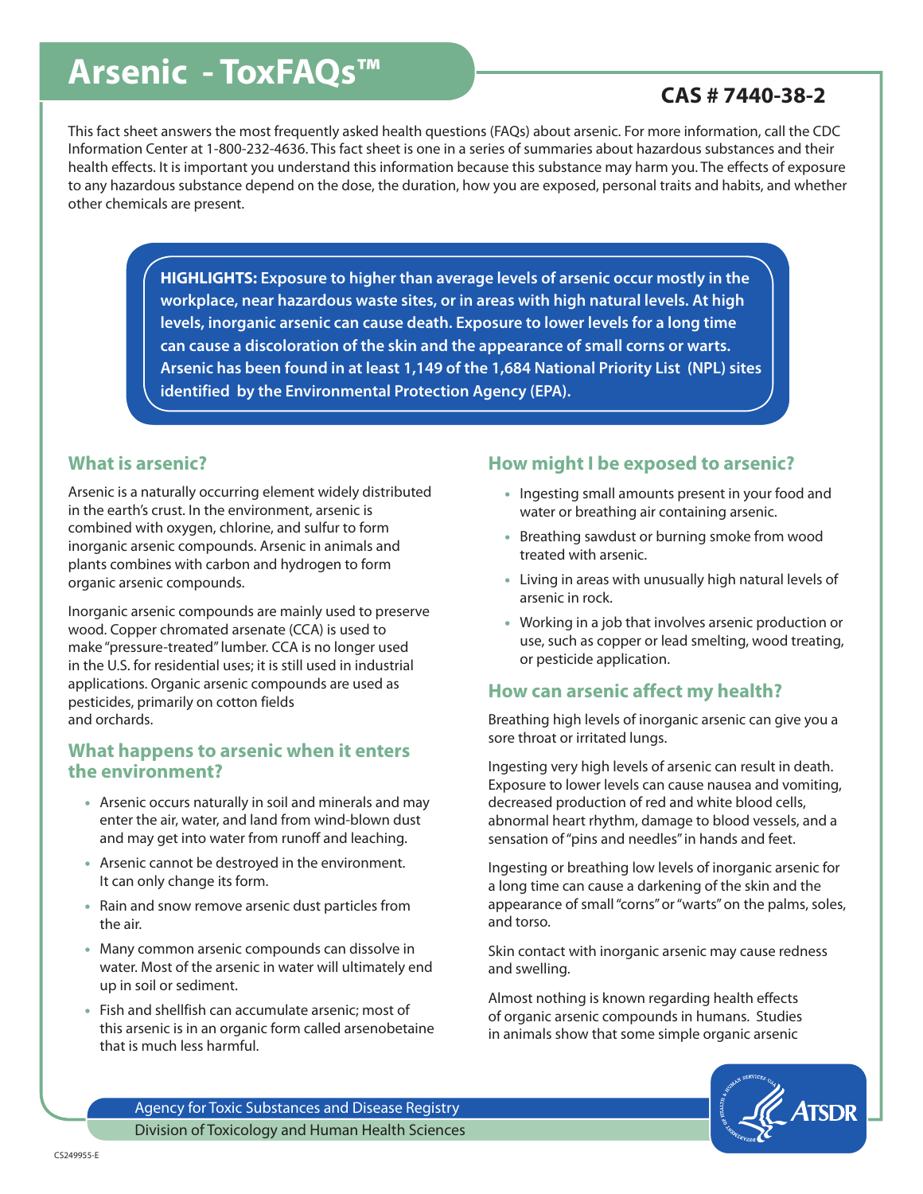# Arsenic - ToxFAQs™

**CAS # 7440-38-2**

This fact sheet answers the most frequently asked health questions (FAQs) about arsenic. For more information, call the CDC Information Center at 1-800-232-4636. This fact sheet is one in a series of summaries about hazardous substances and their health effects. It is important you understand this information because this substance may harm you. The effects of exposure to any hazardous substance depend on the dose, the duration, how you are exposed, personal traits and habits, and whether other chemicals are present.

**HIGHLIGHTS: Exposure to higher than average levels of arsenic occur mostly in the workplace, near hazardous waste sites, or in areas with high natural levels. At high levels, inorganic arsenic can cause death. Exposure to lower levels for a long time can cause a discoloration of the skin and the appearance of small corns or warts. Arsenic has been found in at least 1,149 of the 1,684 National Priority List (NPL) sites identified by the Environmental Protection Agency (EPA).**

## What is arsenic?

Arsenic is a naturally occurring element widely distributed in the earth's crust. In the environment, arsenic is combined with oxygen, chlorine, and sulfur to form inorganic arsenic compounds. Arsenic in animals and plants combines with carbon and hydrogen to form organic arsenic compounds.

Inorganic arsenic compounds are mainly used to preserve wood. Copper chromated arsenate (CCA) is used to make "pressure-treated" lumber. CCA is no longer used in the U.S. for residential uses; it is still used in industrial applications. Organic arsenic compounds are used as pesticides, primarily on cotton fields and orchards.

## What happens to arsenic when it enters the environment?

- Arsenic occurs naturally in soil and minerals and may enter the air, water, and land from wind-blown dust and may get into water from runoff and leaching.
- Arsenic cannot be destroyed in the environment. It can only change its form.
- Rain and snow remove arsenic dust particles from the air.
- Many common arsenic compounds can dissolve in water. Most of the arsenic in water will ultimately end up in soil or sediment.
- Fish and shellfish can accumulate arsenic; most of this arsenic is in an organic form called arsenobetaine that is much less harmful.

## How might I be exposed to arsenic?

- Ingesting small amounts present in your food and water or breathing air containing arsenic.
- Breathing sawdust or burning smoke from wood treated with arsenic.
- Living in areas with unusually high natural levels of arsenic in rock.
- Working in a job that involves arsenic production or use, such as copper or lead smelting, wood treating, or pesticide application.

## How can arsenic affect my health?

Breathing high levels of inorganic arsenic can give you a sore throat or irritated lungs.

Ingesting very high levels of arsenic can result in death. Exposure to lower levels can cause nausea and vomiting, decreased production of red and white blood cells, abnormal heart rhythm, damage to blood vessels, and a sensation of "pins and needles" in hands and feet.

Ingesting or breathing low levels of inorganic arsenic for a long time can cause a darkening of the skin and the appearance of small "corns" or "warts" on the palms, soles, and torso.

Skin contact with inorganic arsenic may cause redness and swelling.

Almost nothing is known regarding health effects of organic arsenic compounds in humans. Studies in animals show that some simple organic arsenic

Agency for Toxic Substances and Disease Registry
Division of Toxicology and Human Health Sciences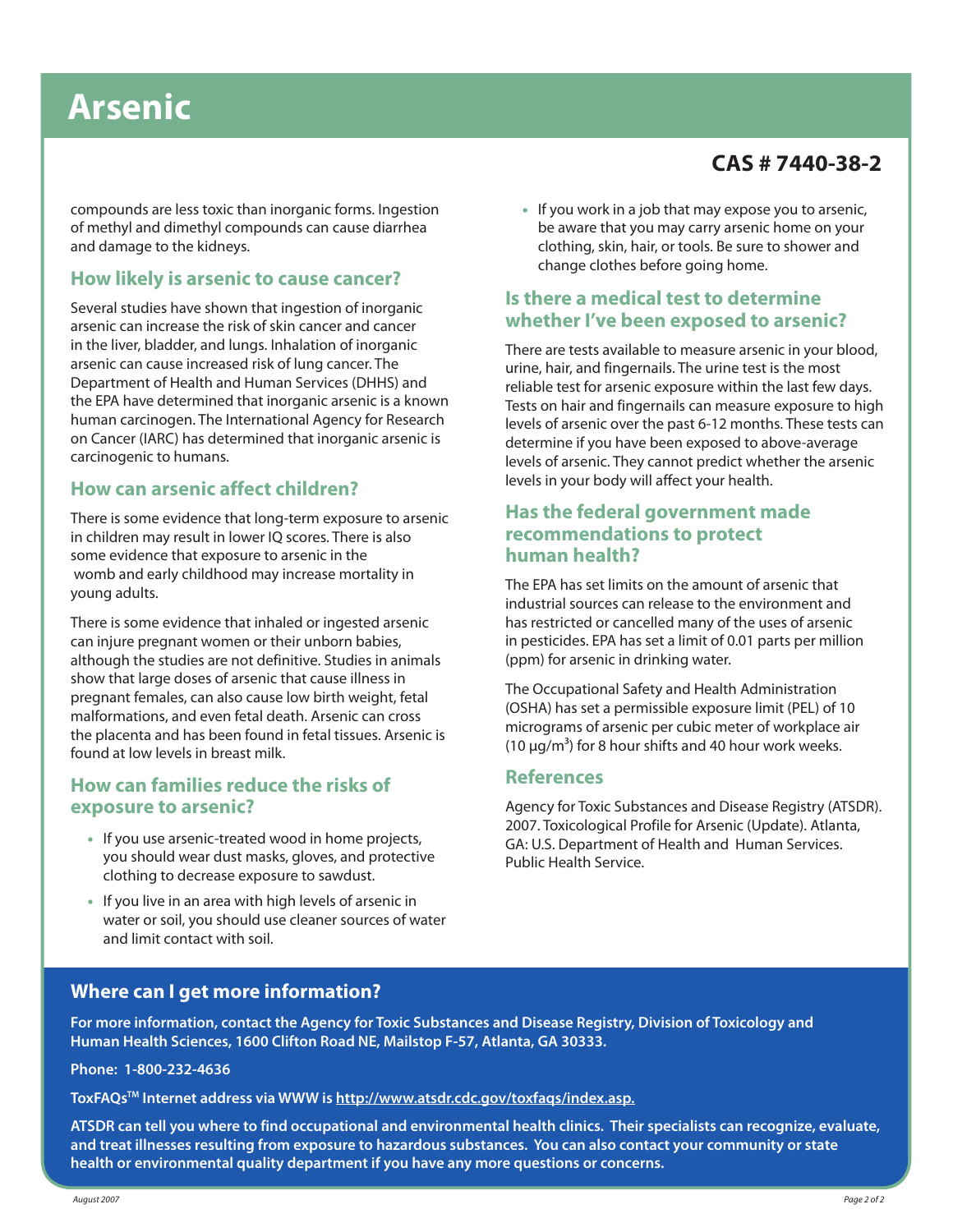# Arsenic

**CAS # 7440-38-2**

compounds are less toxic than inorganic forms. Ingestion of methyl and dimethyl compounds can cause diarrhea and damage to the kidneys.

## How likely is arsenic to cause cancer?

Several studies have shown that ingestion of inorganic arsenic can increase the risk of skin cancer and cancer in the liver, bladder, and lungs. Inhalation of inorganic arsenic can cause increased risk of lung cancer. The Department of Health and Human Services (DHHS) and the EPA have determined that inorganic arsenic is a known human carcinogen. The International Agency for Research on Cancer (IARC) has determined that inorganic arsenic is carcinogenic to humans.

## How can arsenic affect children?

There is some evidence that long-term exposure to arsenic in children may result in lower IQ scores. There is also some evidence that exposure to arsenic in the womb and early childhood may increase mortality in young adults.

There is some evidence that inhaled or ingested arsenic can injure pregnant women or their unborn babies, although the studies are not definitive. Studies in animals show that large doses of arsenic that cause illness in pregnant females, can also cause low birth weight, fetal malformations, and even fetal death. Arsenic can cross the placenta and has been found in fetal tissues. Arsenic is found at low levels in breast milk.

## How can families reduce the risks of exposure to arsenic?

- If you use arsenic-treated wood in home projects, you should wear dust masks, gloves, and protective clothing to decrease exposure to sawdust.
- If you live in an area with high levels of arsenic in water or soil, you should use cleaner sources of water and limit contact with soil.
- If you work in a job that may expose you to arsenic, be aware that you may carry arsenic home on your clothing, skin, hair, or tools. Be sure to shower and change clothes before going home.

## Is there a medical test to determine whether I've been exposed to arsenic?

There are tests available to measure arsenic in your blood, urine, hair, and fingernails. The urine test is the most reliable test for arsenic exposure within the last few days. Tests on hair and fingernails can measure exposure to high levels of arsenic over the past 6-12 months. These tests can determine if you have been exposed to above-average levels of arsenic. They cannot predict whether the arsenic levels in your body will affect your health.

## Has the federal government made recommendations to protect human health?

The EPA has set limits on the amount of arsenic that industrial sources can release to the environment and has restricted or cancelled many of the uses of arsenic in pesticides. EPA has set a limit of 0.01 parts per million (ppm) for arsenic in drinking water.

The Occupational Safety and Health Administration (OSHA) has set a permissible exposure limit (PEL) of 10 micrograms of arsenic per cubic meter of workplace air ($10\ \mu g/m^3$) for 8 hour shifts and 40 hour work weeks.

## References

Agency for Toxic Substances and Disease Registry (ATSDR). 2007. Toxicological Profile for Arsenic (Update). Atlanta, GA: U.S. Department of Health and Human Services. Public Health Service.

## Where can I get more information?

**For more information, contact the Agency for Toxic Substances and Disease Registry, Division of Toxicology and Human Health Sciences, 1600 Clifton Road NE, Mailstop F-57, Atlanta, GA 30333.**

**Phone: 1-800-232-4636**

**ToxFAQs™ Internet address via WWW is http://www.atsdr.cdc.gov/toxfaqs/index.asp.**

**ATSDR can tell you where to find occupational and environmental health clinics. Their specialists can recognize, evaluate, and treat illnesses resulting from exposure to hazardous substances. You can also contact your community or state health or environmental quality department if you have any more questions or concerns.**

*August 2007*